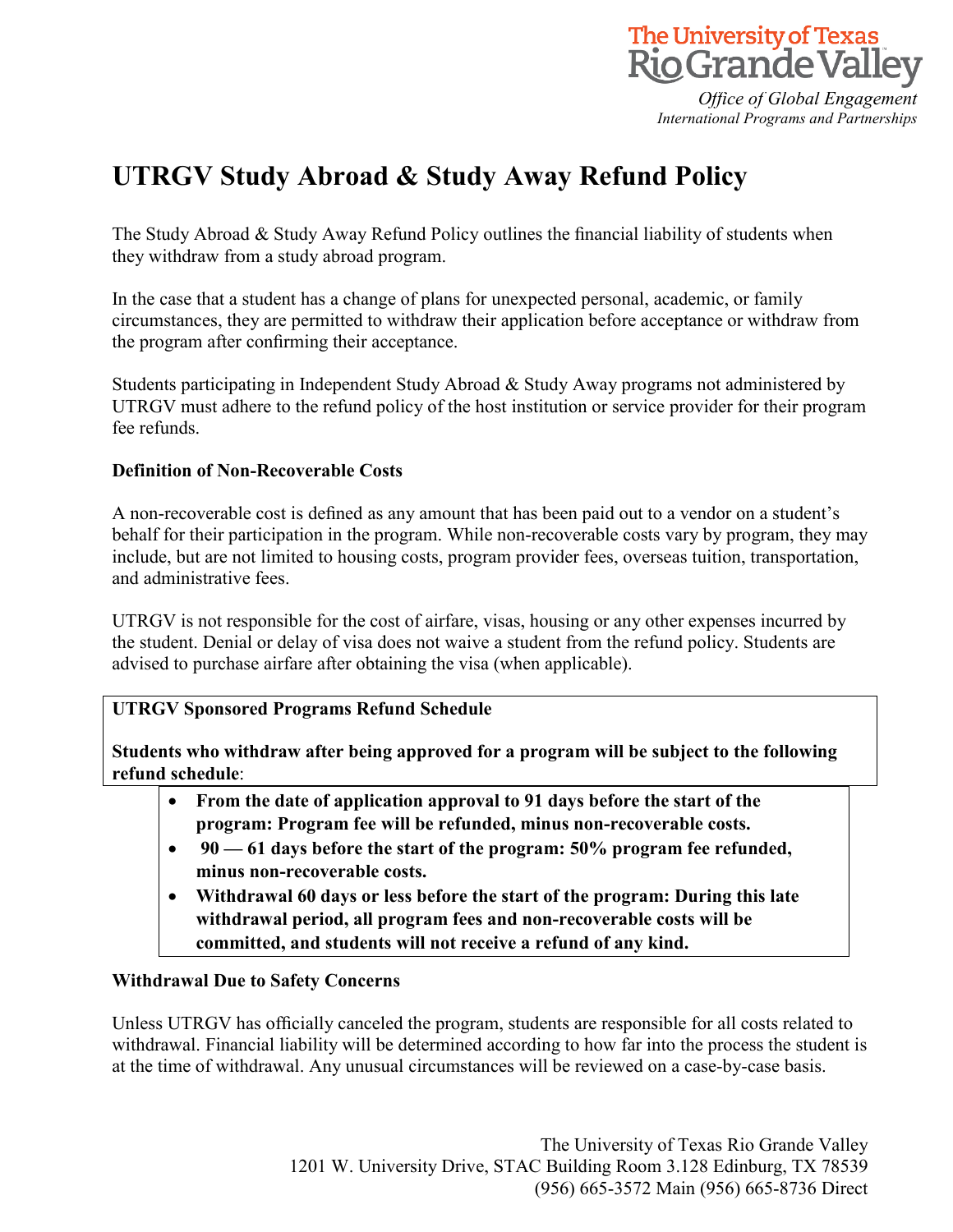The University of Texas Rio Grande Valley

*Office of Global Engagement*
*International Programs and Partnerships*

# UTRGV Study Abroad & Study Away Refund Policy

The Study Abroad & Study Away Refund Policy outlines the financial liability of students when they withdraw from a study abroad program.

In the case that a student has a change of plans for unexpected personal, academic, or family circumstances, they are permitted to withdraw their application before acceptance or withdraw from the program after confirming their acceptance.

Students participating in Independent Study Abroad & Study Away programs not administered by UTRGV must adhere to the refund policy of the host institution or service provider for their program fee refunds.

**Definition of Non-Recoverable Costs**

A non-recoverable cost is defined as any amount that has been paid out to a vendor on a student's behalf for their participation in the program. While non-recoverable costs vary by program, they may include, but are not limited to housing costs, program provider fees, overseas tuition, transportation, and administrative fees.

UTRGV is not responsible for the cost of airfare, visas, housing or any other expenses incurred by the student. Denial or delay of visa does not waive a student from the refund policy. Students are advised to purchase airfare after obtaining the visa (when applicable).

**UTRGV Sponsored Programs Refund Schedule**

**Students who withdraw after being approved for a program will be subject to the following refund schedule**:

- **From the date of application approval to 91 days before the start of the program: Program fee will be refunded, minus non-recoverable costs.**
- **90 — 61 days before the start of the program: 50% program fee refunded, minus non-recoverable costs.**
- **Withdrawal 60 days or less before the start of the program: During this late withdrawal period, all program fees and non-recoverable costs will be committed, and students will not receive a refund of any kind.**

**Withdrawal Due to Safety Concerns**

Unless UTRGV has officially canceled the program, students are responsible for all costs related to withdrawal. Financial liability will be determined according to how far into the process the student is at the time of withdrawal. Any unusual circumstances will be reviewed on a case-by-case basis.

The University of Texas Rio Grande Valley
1201 W. University Drive, STAC Building Room 3.128 Edinburg, TX 78539
(956) 665-3572 Main (956) 665-8736 Direct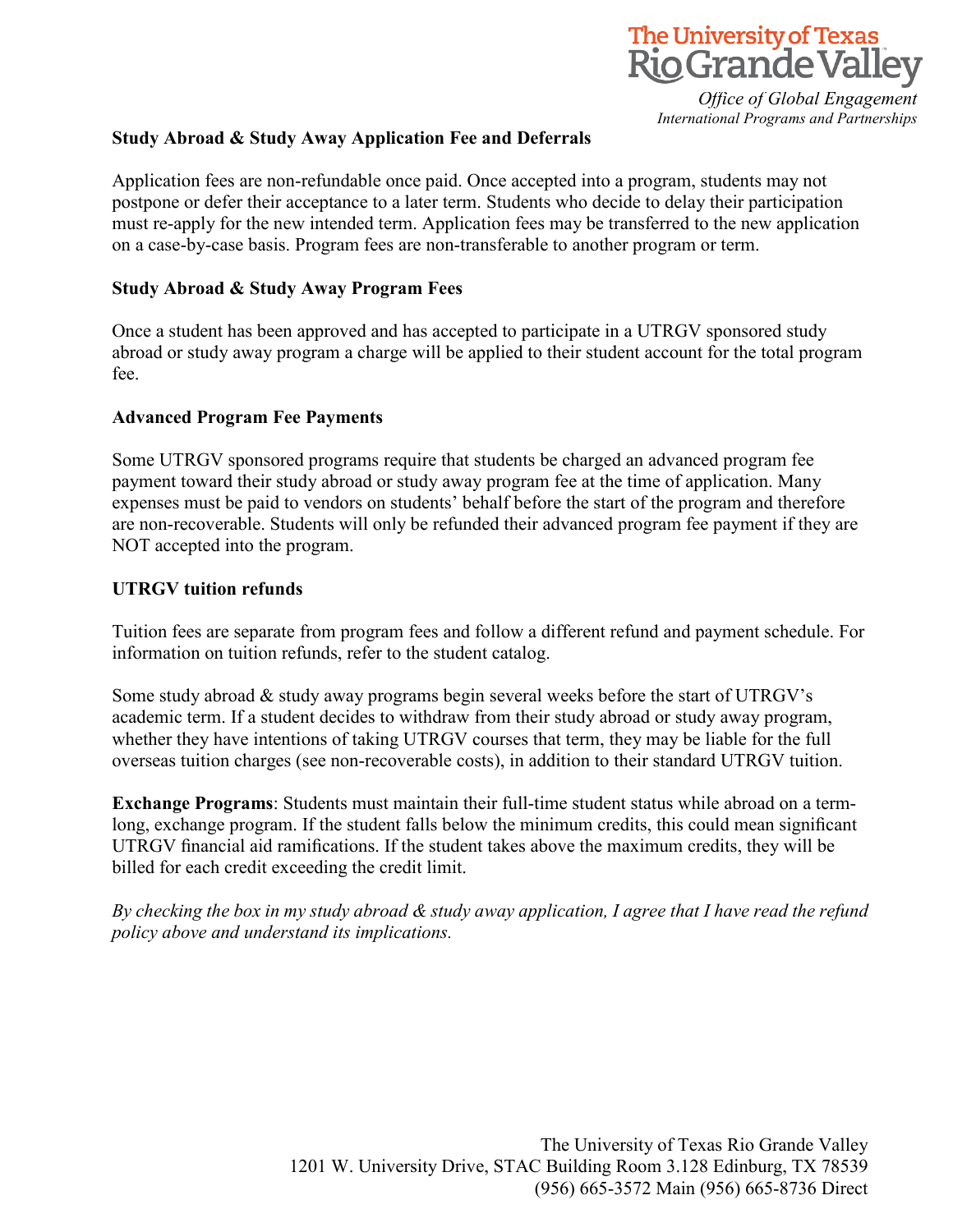## Study Abroad & Study Away Application Fee and Deferrals

Application fees are non-refundable once paid. Once accepted into a program, students may not postpone or defer their acceptance to a later term. Students who decide to delay their participation must re-apply for the new intended term. Application fees may be transferred to the new application on a case-by-case basis. Program fees are non-transferable to another program or term.

## Study Abroad & Study Away Program Fees

Once a student has been approved and has accepted to participate in a UTRGV sponsored study abroad or study away program a charge will be applied to their student account for the total program fee.

## Advanced Program Fee Payments

Some UTRGV sponsored programs require that students be charged an advanced program fee payment toward their study abroad or study away program fee at the time of application. Many expenses must be paid to vendors on students' behalf before the start of the program and therefore are non-recoverable. Students will only be refunded their advanced program fee payment if they are NOT accepted into the program.

## UTRGV tuition refunds

Tuition fees are separate from program fees and follow a different refund and payment schedule. For information on tuition refunds, refer to the student catalog.

Some study abroad & study away programs begin several weeks before the start of UTRGV's academic term. If a student decides to withdraw from their study abroad or study away program, whether they have intentions of taking UTRGV courses that term, they may be liable for the full overseas tuition charges (see non-recoverable costs), in addition to their standard UTRGV tuition.

**Exchange Programs**: Students must maintain their full-time student status while abroad on a term-long, exchange program. If the student falls below the minimum credits, this could mean significant UTRGV financial aid ramifications. If the student takes above the maximum credits, they will be billed for each credit exceeding the credit limit.

*By checking the box in my study abroad & study away application, I agree that I have read the refund policy above and understand its implications.*